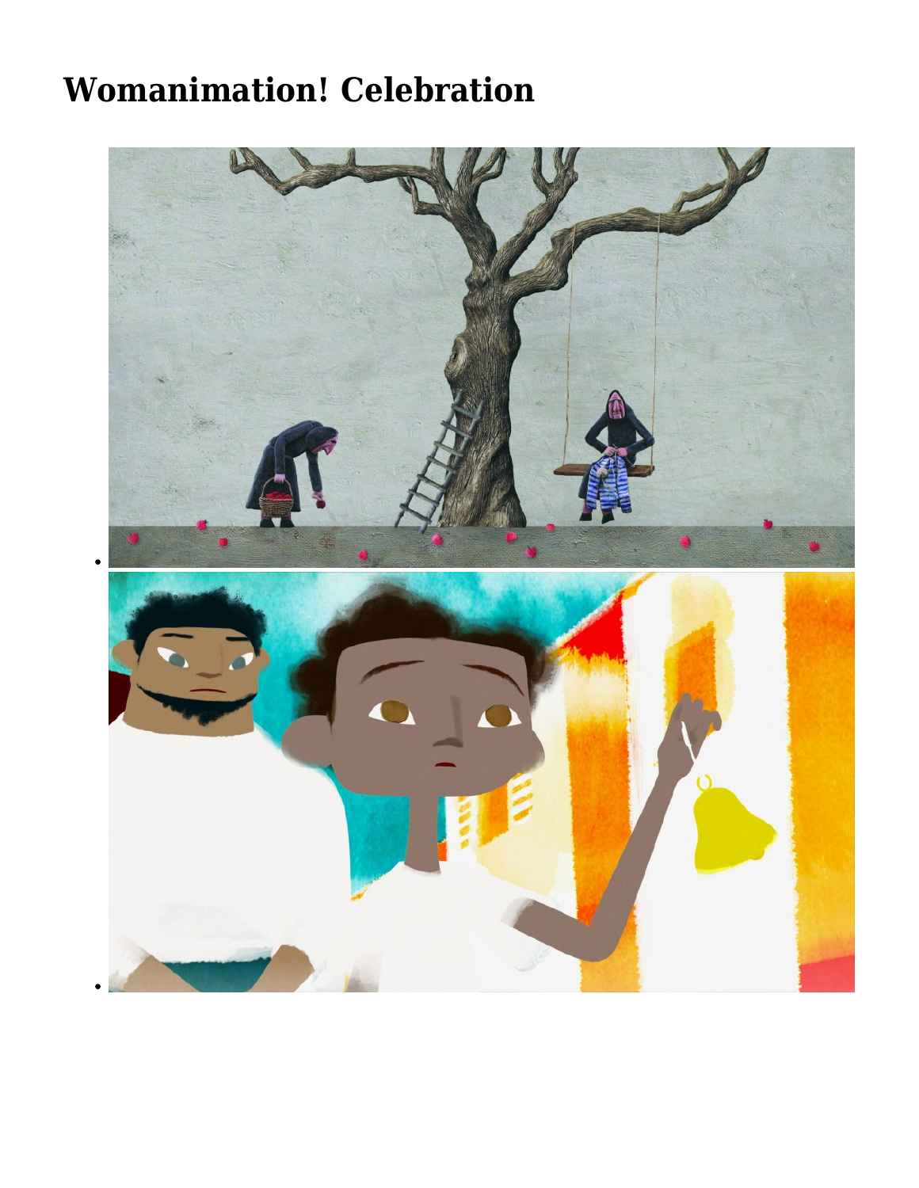# Womanimation! Celebration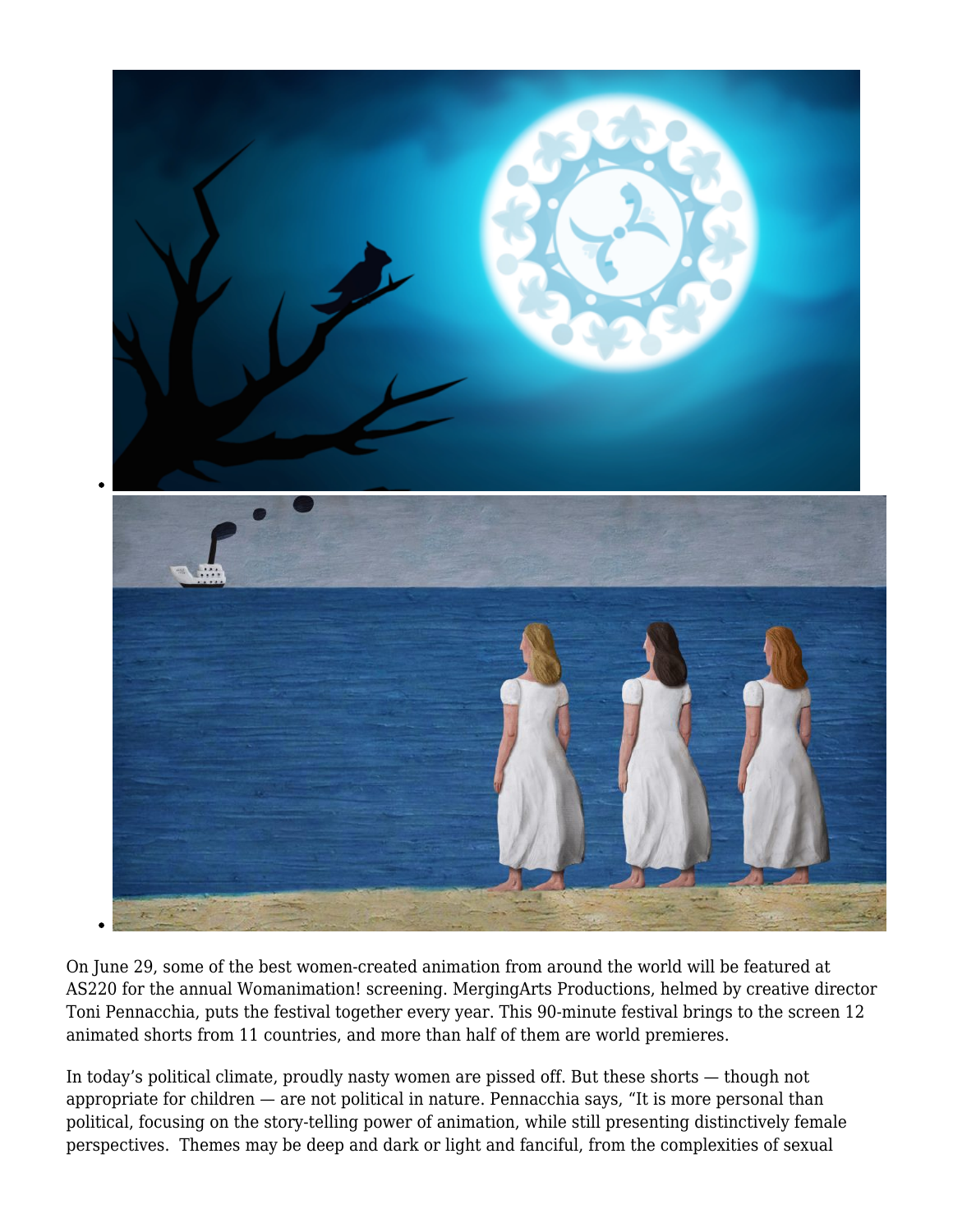On June 29, some of the best women-created animation from around the world will be featured at AS220 for the annual Womanimation! screening. MergingArts Productions, helmed by creative director Toni Pennacchia, puts the festival together every year. This 90-minute festival brings to the screen 12 animated shorts from 11 countries, and more than half of them are world premieres.

In today's political climate, proudly nasty women are pissed off. But these shorts — though not appropriate for children — are not political in nature. Pennacchia says, "It is more personal than political, focusing on the story-telling power of animation, while still presenting distinctively female perspectives. Themes may be deep and dark or light and fanciful, from the complexities of sexual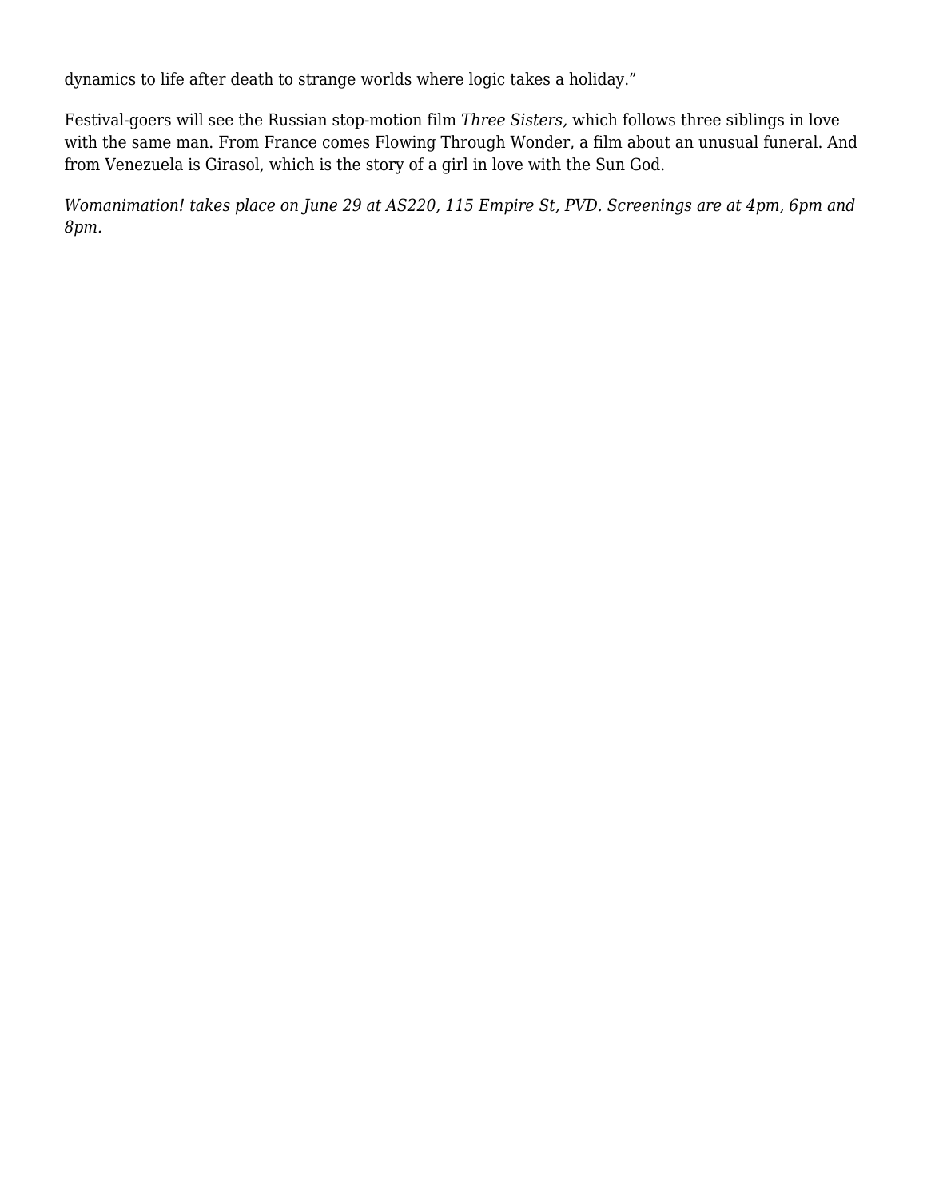dynamics to life after death to strange worlds where logic takes a holiday."

Festival-goers will see the Russian stop-motion film *Three Sisters,* which follows three siblings in love with the same man. From France comes Flowing Through Wonder, a film about an unusual funeral. And from Venezuela is Girasol, which is the story of a girl in love with the Sun God.

*Womanimation! takes place on June 29 at AS220, 115 Empire St, PVD. Screenings are at 4pm, 6pm and 8pm.*